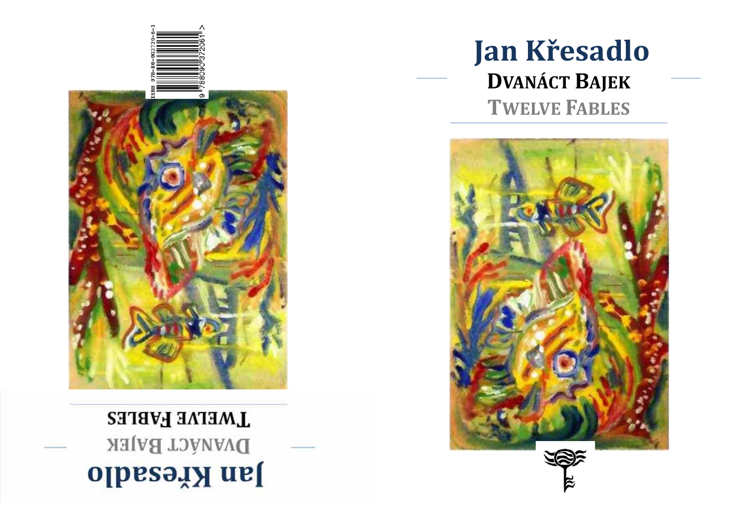ISBN 978-80-903720-5-1

Twelve Fables

Dvanáct Bajek

Jan Křesadlo

# Jan Křesadlo

## Dvanáct Bajek

## Twelve Fables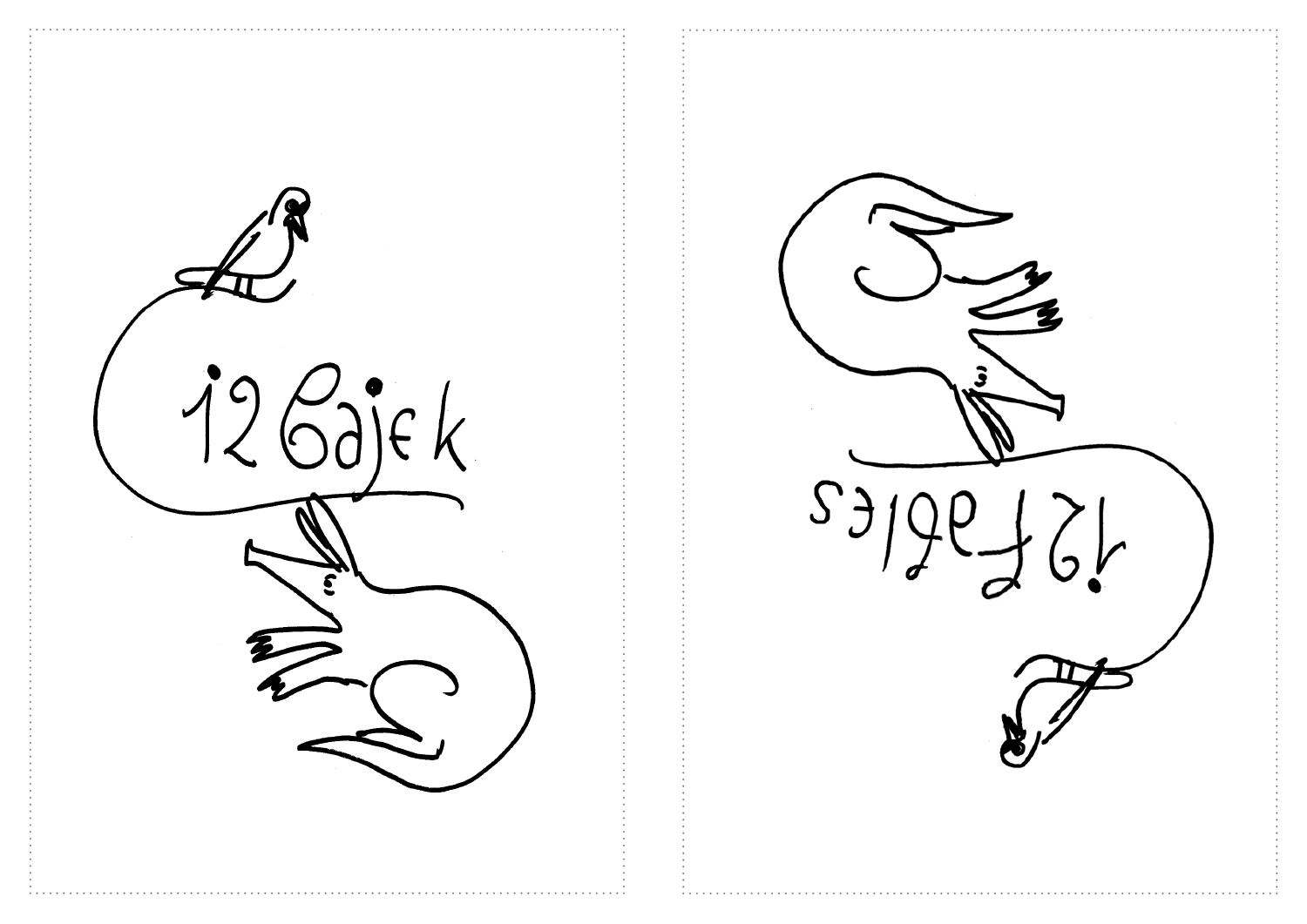12 bajek

12 fables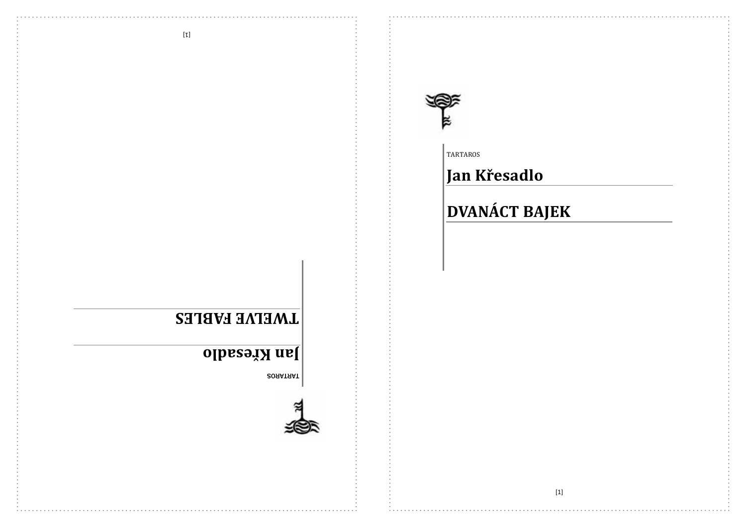TARTAROS

**Jan Křesadlo**

**TWELVE FABLES**

TARTAROS

**Jan Křesadlo**

**DVANÁCT BAJEK**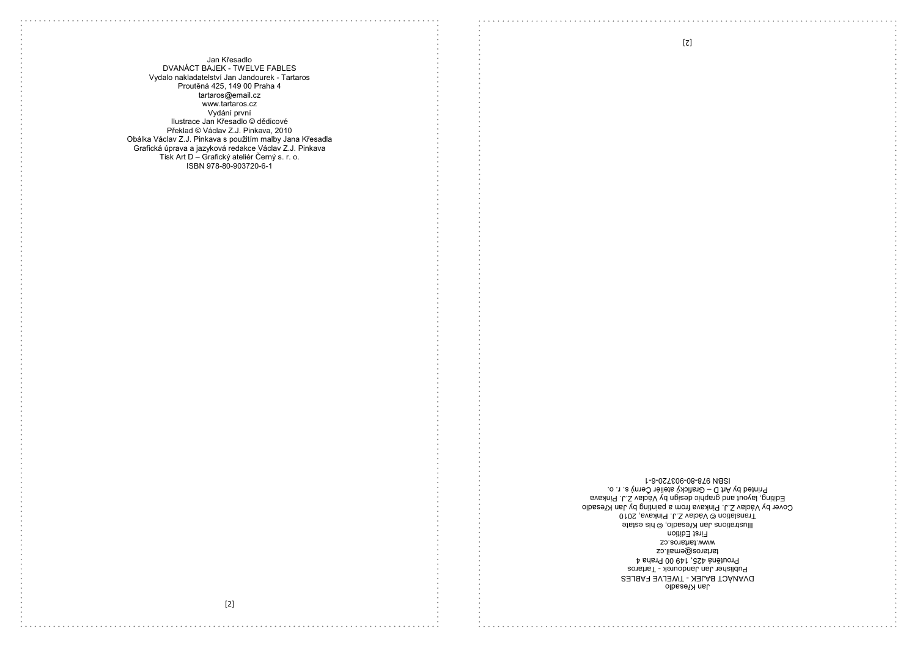Jan Křesadlo
DVANÁCT BAJEK - TWELVE FABLES
Vydalo nakladatelství Jan Jandourek - Tartaros
Proutěná 425, 149 00 Praha 4
tartaros@email.cz
www.tartaros.cz
Vydání první
Ilustrace Jan Křesadlo © dědicové
Překlad © Václav Z.J. Pinkava, 2010
Obálka Václav Z.J. Pinkava s použitím malby Jana Křesadla
Grafická úprava a jazyková redakce Václav Z.J. Pinkava
Tisk Art D – Grafický ateliér Černý s. r. o.
ISBN 978-80-903720-6-1

Jan Křesadlo
DVANÁCT BAJEK - TWELVE FABLES
Publisher Jan Jandourek - Tartaros
Proutěná 425, 149 00 Praha 4
tartaros@email.cz
www.tartaros.cz
First Edition
Illustrations Jan Křesadlo, © his estate
Translation © Václav Z.J. Pinkava, 2010
Cover by Václav Z.J. Pinkava from a painting by Jan Křesadlo
Editing, layout and graphic design by Václav Z.J. Pinkava
Printed by Art D – Grafický ateliér Černý s. r. o.
ISBN 978-80-903720-6-1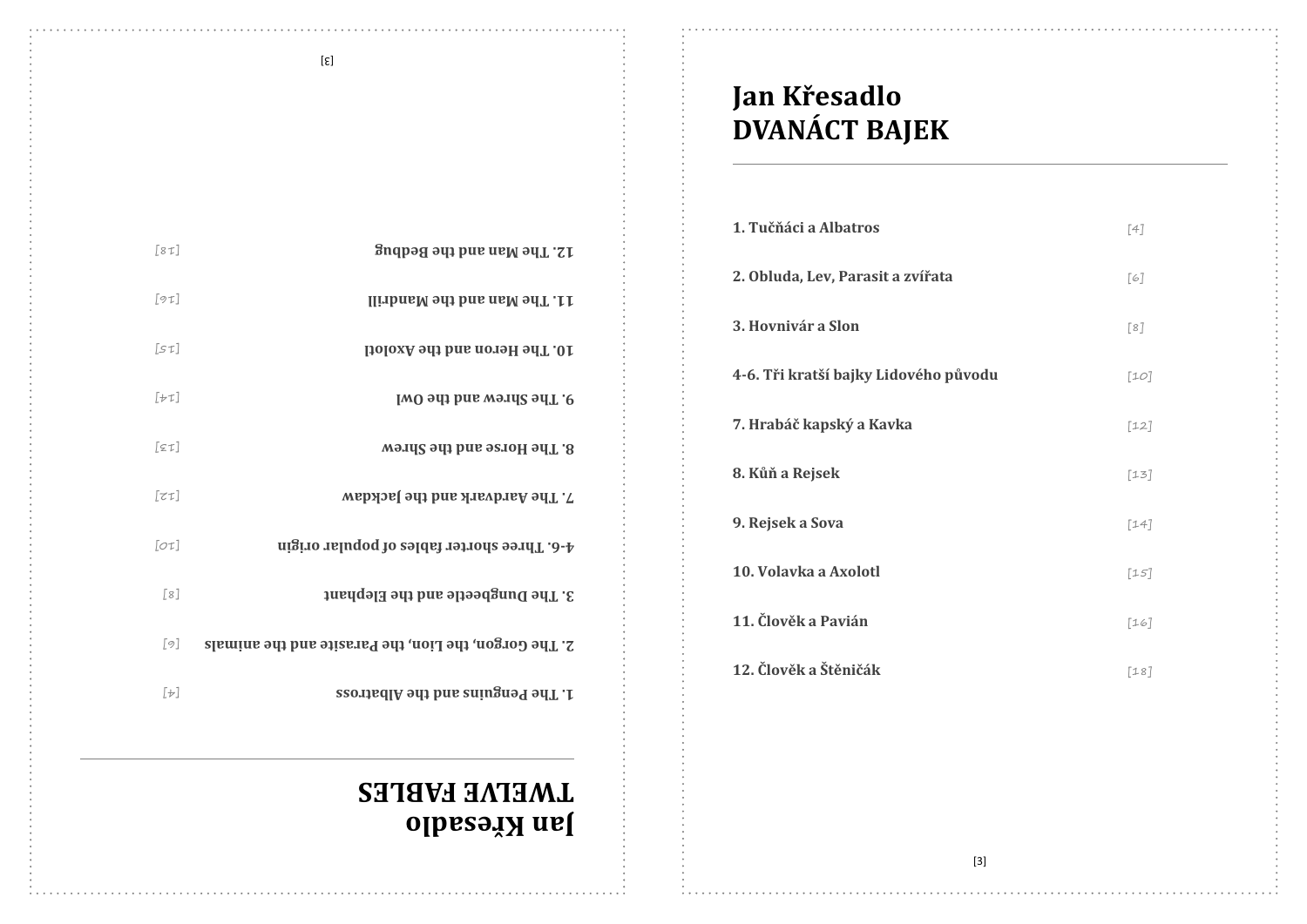# Jan Křesadlo
# TWELVE FABLES

| | |
|---|---|
| 1. The Penguins and the Albatross | [4] |
| 2. The Gorgon, the Lion, the Parasite and the animals | [6] |
| 3. The Dungbeetle and the Elephant | [8] |
| 4-6. Three shorter fables of popular origin | [10] |
| 7. The Aardvark and the Jackdaw | [12] |
| 8. The Horse and the Shrew | [13] |
| 9. The Shrew and the Owl | [14] |
| 10. The Heron and the Axolotl | [15] |
| 11. The Man and the Mandrill | [16] |
| 12. The Man and the Bedbug | [18] |

# Jan Křesadlo
# DVANÁCT BAJEK

| | |
|---|---|
| **1. Tučňáci a Albatros** | *[4]* |
| **2. Obluda, Lev, Parasit a zvířata** | *[6]* |
| **3. Hovnivár a Slon** | *[8]* |
| **4-6. Tři kratší bajky Lidového původu** | *[10]* |
| **7. Hrabáč kapský a Kavka** | *[12]* |
| **8. Kůň a Rejsek** | *[13]* |
| **9. Rejsek a Sova** | *[14]* |
| **10. Volavka a Axolotl** | *[15]* |
| **11. Člověk a Pavián** | *[16]* |
| **12. Člověk a Štěničák** | *[18]* |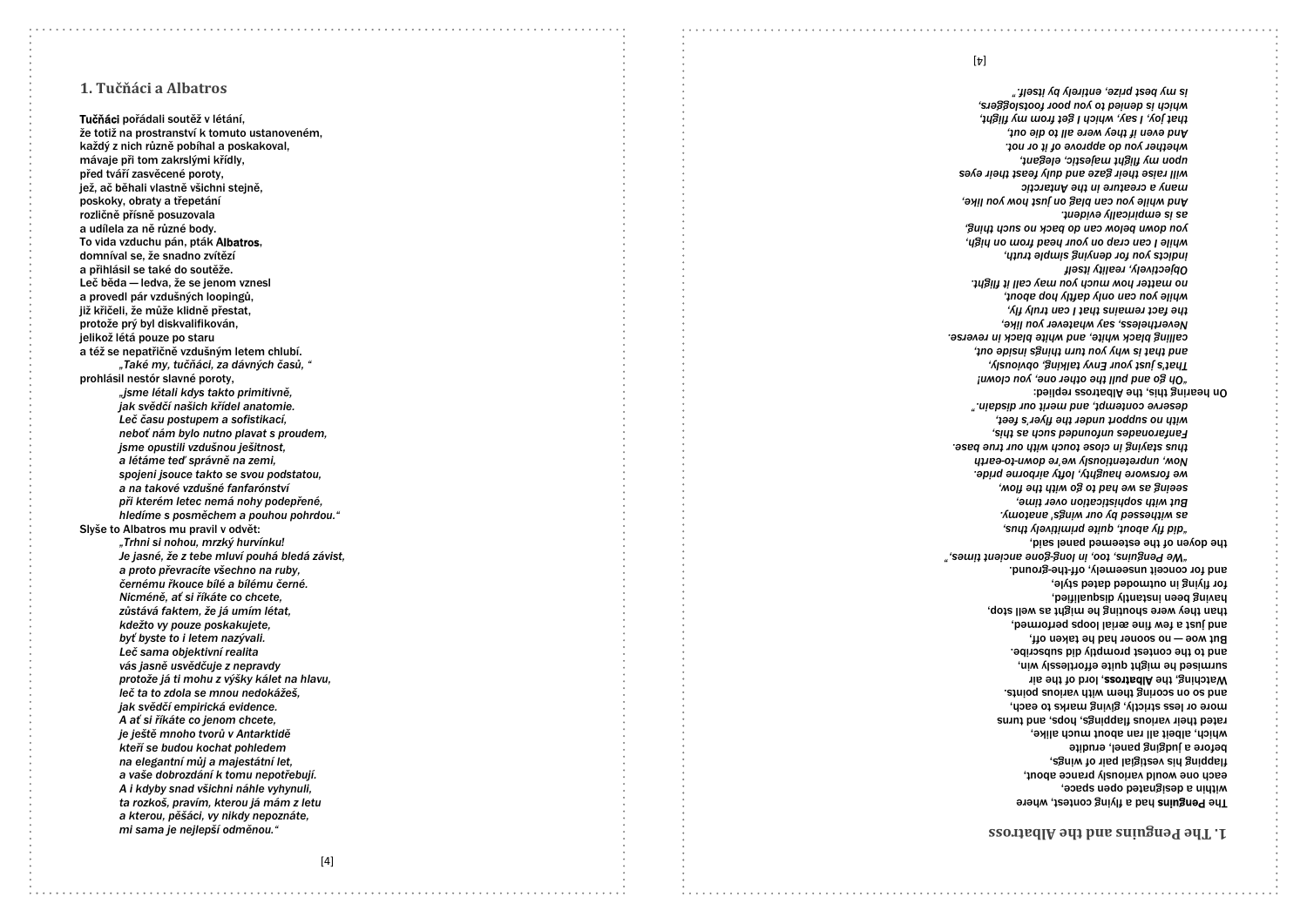## 1. Tučňáci a Albatros

**Tučňáci** pořádali soutěž v létání,
že totiž na prostranství k tomuto ustanoveném,
každý z nich různě pobíhal a poskakoval,
mávaje při tom zakrslými křídly,
před tváří zasvěcené poroty,
jež, ač běhali vlastně všichni stejně,
poskoky, obraty a třepetání
rozličně přísně posuzovala
a udílela za ně různé body.
To vida vzduchu pán, pták **Albatros**,
domníval se, že snadno zvítězí
a přihlásil se také do soutěže.
Leč běda — ledva, že se jenom vznesl
a provedl pár vzdušných loopingů,
již křičeli, že může klidně přestat,
protože prý byl diskvalifikován,
jelikož létá pouze po staru
a též se nepatřičně vzdušným letem chlubí.

*„Také my, tučňáci, za dávných časů, “*

prohlásil nestór slavné poroty,

*„jsme létali kdys takto primitivně,*
*jak svědčí našich křídel anatomie.*
*Leč času postupem a sofistikací,*
*neboť nám bylo nutno plavat s proudem,*
*jsme opustili vzdušnou ješitnost,*
*a létáme teď správně na zemi,*
*spojeni jsouce takto se svou podstatou,*
*a na takové vzdušné fanfarónství*
*při kterém letec nemá nohy podepřené,*
*hledíme s posměchem a pouhou pohrdou.“*

Slyše to Albatros mu pravil v odvět:

*„Trhni si nohou, mrzký hurvínku!*
*Je jasné, že z tebe mluví pouhá bledá závist,*
*a proto převracíte všechno na ruby,*
*černému říkouce bílé a bílému černé.*
*Nicméně, ať si říkáte co chcete,*
*zůstává faktem, že já umím létat,*
*kdežto vy pouze poskakujete,*
*byť byste to i letem nazývali.*
*Leč sama objektivní realita*
*vás jasně usvědčuje z nepravdy*
*protože já ti mohu z výšky kálet na hlavu,*
*leč ta to zdola se mnou nedokážeš,*
*jak svědčí empirická evidence.*
*A ať si říkáte co jenom chcete,*
*je ještě mnoho tvorů v Antarktidě*
*kteří se budou kochat pohledem*
*na elegantní můj a majestátní let,*
*a vaše dobrozdání k tomu nepotřebují.*
*A i kdyby snad všichni náhle vyhynuli,*
*ta rozkoš, pravím, kterou já mám z letu*
*a kterou, pěšáci, vy nikdy nepoznáte,*
*mi sama je nejlepší odměnou.“*

## 1. The Penguins and the Albatross

The **Penguins** had a flying contest, where
within a designated open space,
each one would variously prance about,
flapping his vestigial pair of wings,
before a judging panel, erudite
which, albeit all ran about much alike,
rated their various flappings, hops, and turns
more or less strictly, giving marks to each,
and so on scoring them with various points.
Watching, the **Albatross**, lord of the air
surmised he might quite effortlessly win,
and to the contest promptly did subscribe.
But woe — no sooner had he taken off,
and just a few fine aërial loops performed,
than they were shouting he might as well stop,
having been instantly disqualified,
for flying in outmoded dated style,
and for conceit unseemly, off-the-ground.

*"We Penguins, too, in long-gone ancient times,"*

the doyen of the esteemed panel said,

*"did fly about, quite primitively thus,*
*as witnessed by our wings' anatomy.*
*But with sophistication over time,*
*seeing as we had to go with the flow,*
*we forswore haughty, lofty airborne pride.*
*Now, unpretentiously we're down-to-earth*
*thus staying in close touch with our true base.*
*Fanfaronades unfounded such as this,*
*with no support under the flyer's feet,*
*deserve contempt, and merit our disdain."*

On hearing this, the Albatross replied:

*"Oh go and pull the other one, you clown!*
*That's just your Envy talking, obviously,*
*and that is why you turn things inside out,*
*calling black white, and white black in reverse.*
*Nevertheless, say whatever you like,*
*the fact remains that I can truly fly,*
*while you can only daftly hop about,*
*no matter how much you may call it flight.*
*Objectively, reality itself*
*indicts you for denying simple truth,*
*while I can crap on your head from on high,*
*you down below can do back no such thing,*
*as is empirically evident.*
*And while you can blag on just how you like,*
*many a creature in the Antarctic*
*will raise their gaze and duly feast their eyes*
*upon my flight majestic, elegant,*
*whether you do approve of it or not.*
*And even if they were all to die out,*
*that joy, I say, which I get from my flight,*
*which is denied to you poor footsloggers,*
*is my best prize, entirely by itself."*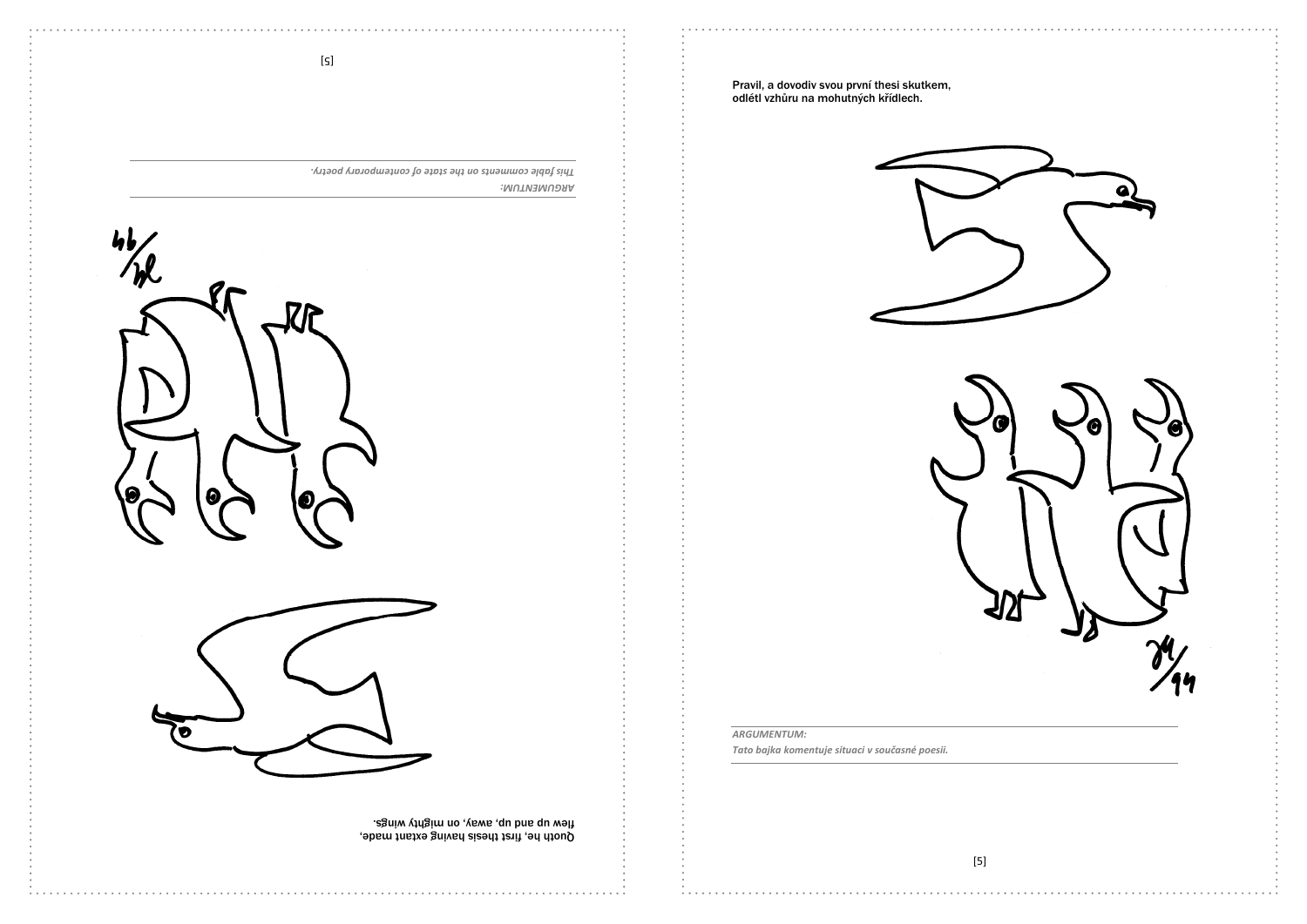Quoth he, first thesis having extant made,
flew up and up, away, on mighty wings.

*ARGUMENTUM:*
*This fable comments on the state of contemporary poetry.*

Pravil, a dovodiv svou první thesi skutkem,
odlétl vzhůru na mohutných křídlech.

*ARGUMENTUM:*
*Tato bajka komentuje situaci v současné poesii.*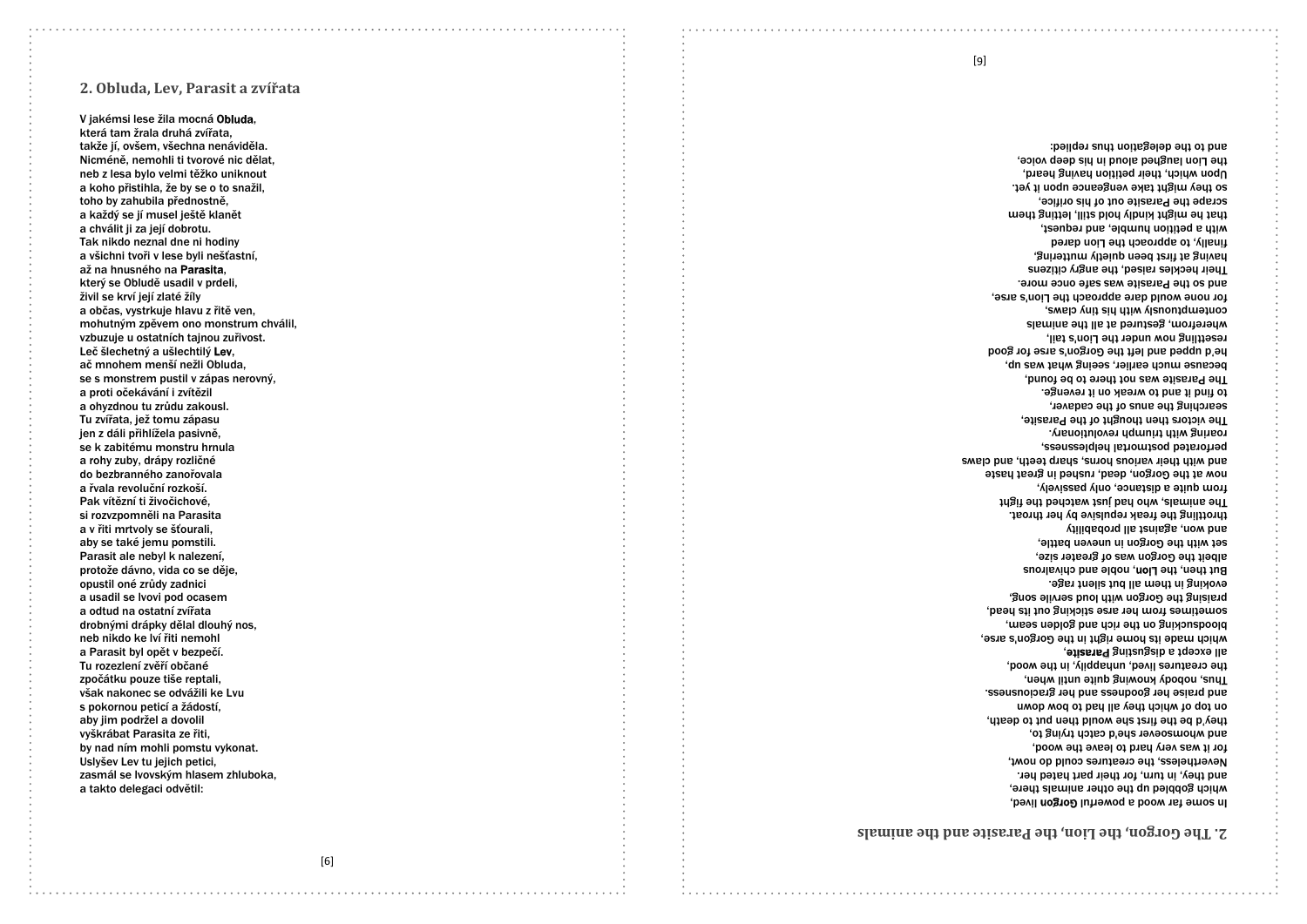## 2. Obluda, Lev, Parasit a zvířata

V jakémsi lese žila mocná **Obluda**,
která tam žrala druhá zvířata,
takže jí, ovšem, všechna nenáviděla.
Nicméně, nemohli ti tvorové nic dělat,
neb z lesa bylo velmi těžko uniknout
a koho přistihla, že by se o to snažil,
toho by zahubila přednostně,
a každý se jí musel ještě klanět
a chválit ji za její dobrotu.
Tak nikdo neznal dne ni hodiny
a všichni tvoři v lese byli nešťastní,
až na hnusného na **Parasita**,
který se Obludě usadil v prdeli,
živil se krví její zlaté žíly
a občas, vystrkuje hlavu z řitě ven,
mohutným zpěvem ono monstrum chválil,
vzbuzuje u ostatních tajnou zuřivost.
Leč šlechetný a ušlechtilý **Lev**,
ač mnohem menší nežli Obluda,
se s monstrem pustil v zápas nerovný,
a proti očekávání i zvítězil
a ohyzdnou tu zrůdu zakousl.
Tu zvířata, jež tomu zápasu
jen z dáli přihlížela pasivně,
se k zabitému monstru hrnula
a rohy zuby, drápy rozličné
do bezbranného zanořovala
a řvala revoluční rozkoší.
Pak vítězní ti živočichové,
si rozvzpomněli na Parasita
a v řiti mrtvoly se šťourali,
aby se také jemu pomstili.
Parasit ale nebyl k nalezení,
protože dávno, vida co se děje,
opustil oné zrůdy zadnici
a usadil se lvovi pod ocasem
a odtud na ostatní zvířata
drobnými drápky dělal dlouhý nos,
neb nikdo ke lví řiti nemohl
a Parasit byl opět v bezpečí.
Tu rozezlení zvěří občané
zpočátku pouze tiše reptali,
však nakonec se odvážili ke Lvu
s pokornou peticí a žádostí,
aby jim podržel a dovolil
vyškrábat Parasita ze řiti,
by nad ním mohli pomstu vykonat.
Uslyšev Lev tu jejich petici,
zasmál se lvovským hlasem zhluboka,
a takto delegaci odvětil:

## 2. The Gorgon, the Lion, the Parasite and the animals

In some far wood a powerful **Gorgon** lived,
which gobbled up the other animals there,
and they, in turn, for their part hated her.
Nevertheless, the creatures could do nowt,
for it was very hard to leave the wood,
and whomsoever she'd catch trying to,
they'd be the first she would then put to death,
on top of which they all had to bow down
and praise her goodness and her graciousness.
Thus, nobody knowing quite until when,
the creatures lived, unhappily, in the wood,
all except a disgusting **Parasite**,
which made its home right in the Gorgon's arse,
bloodsucking on the rich and golden seam,
sometimes from her arse sticking out its head,
praising the Gorgon with loud servile song,
evoking in them all but silent rage.
But then, the **Lion**, noble and chivalrous
albeit the Gorgon was of greater size,
set with the Gorgon in uneven battle,
and won, against all probability
throttling the freak repulsive by her throat.
The animals, who had just watched the fight
from quite a distance, only passively,
now at the Gorgon, dead, rushed in great haste
and with their various horns, sharp teeth, and claws
perforated postmortal helplessness,
roaring with triumph revolutionary.
The victors then thought of the Parasite,
searching the anus of the cadaver,
to find it and to wreak on it revenge.
The Parasite was not there to be found,
because much earlier, seeing what was up,
he'd upped and left the Gorgon's arse for good
resettling now under the Lion's tail,
wherefrom, gestured at all the animals
contemptuously with his tiny claws,
for none would dare approach the Lion's arse,
and so the Parasite was safe once more.
Their heckles raised, the angry citizens
having at first been quietly muttering,
finally, to approach the Lion dared
with a petition humble, and request,
that he might kindly hold still, letting them
scrape the Parasite out of his office,
so they might take vengeance upon it yet.
Upon which, their petition having heard,
the Lion laughed aloud in his deep voice,
and to the delegation thus replied: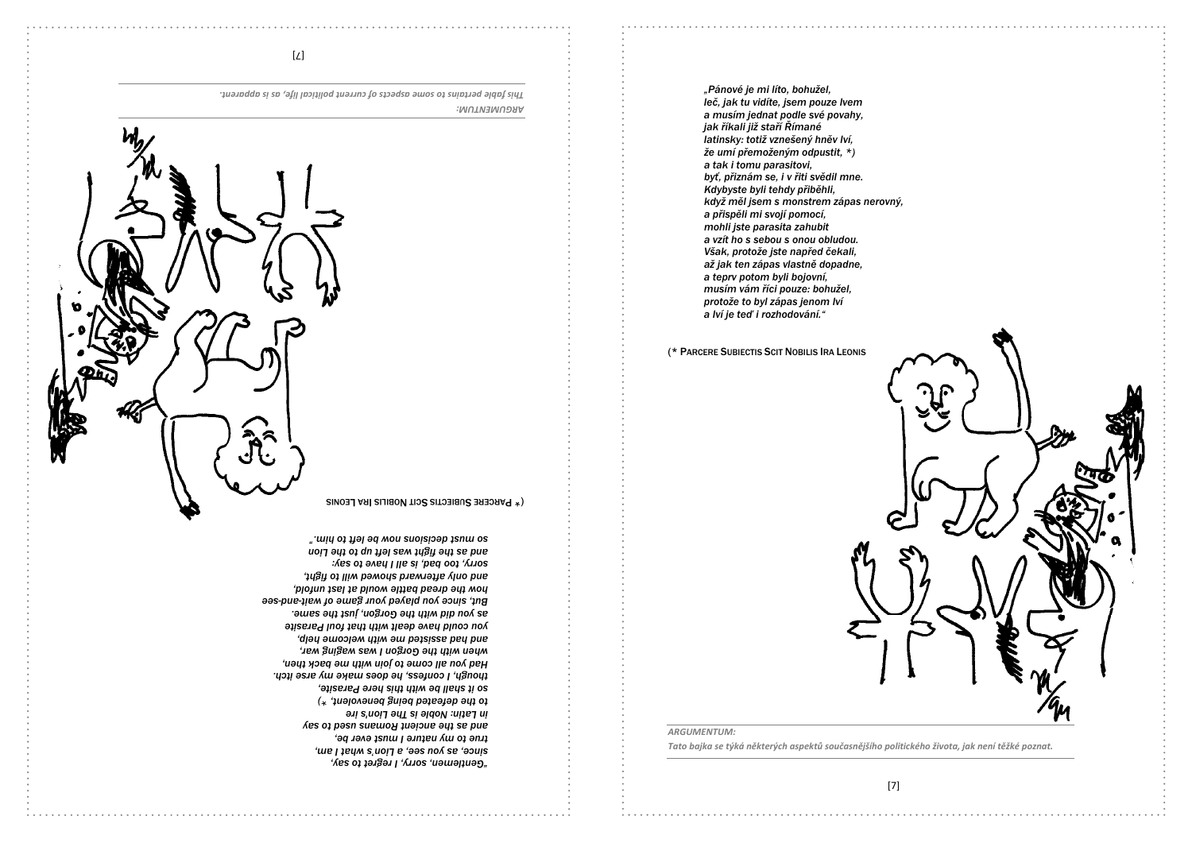*„Gentlemen, sorry, I regret to say,*
*since, as you see, a Lion's what I am,*
*true to my nature I must ever be,*
*and as the ancient Romans used to say*
*in Latin: Noble is The Lion's ire*
*to the defeated being benevolent, \*)*
*so it shall be with this here Parasite,*
*though, I confess, he does make my arse itch.*
*Had you all come to join with me back then,*
*when with the Gorgon I was waging war,*
*and had assisted me with welcome help,*
*you could have dealt with that foul Parasite*
*as you did with the Gorgon, just the same.*
*But, since you played your game of wait-and-see*
*how the dread battle would at last unfold,*
*and only afterward showed will to fight,*
*sorry, too bad, is all I have to say:*
*and as the fight was left up to the Lion*
*so must decisions now be left to him."*

(\* Parcere Subiectis Scit Nobilis Ira Leonis

*ARGUMENTUM:*
*This fable pertains to some aspects of current political life, as is apparent.*

*„Pánové je mi líto, bohužel,*
*leč, jak tu vidíte, jsem pouze lvem*
*a musím jednat podle své povahy,*
*jak říkali již staří Římané*
*latinsky: totiž vznešený hněv lví,*
*že umí přemoženým odpustit, \*)*
*a tak i tomu parasitovi,*
*byť, přiznám se, i v řiti svědil mne.*
*Kdybyste byli tehdy přiběhli,*
*když měl jsem s monstrem zápas nerovný,*
*a přispěli mi svojí pomocí,*
*mohli jste parasita zahubit*
*a vzít ho s sebou s onou obludou.*
*Však, protože jste napřed čekali,*
*až jak ten zápas vlastně dopadne,*
*a teprv potom byli bojovní,*
*musím vám říci pouze: bohužel,*
*protože to byl zápas jenom lví*
*a lví je teď i rozhodování."*

(\* Parcere Subiectis Scit Nobilis Ira Leonis

*ARGUMENTUM:*
*Tato bajka se týká některých aspektů současnějšího politického života, jak není těžké poznat.*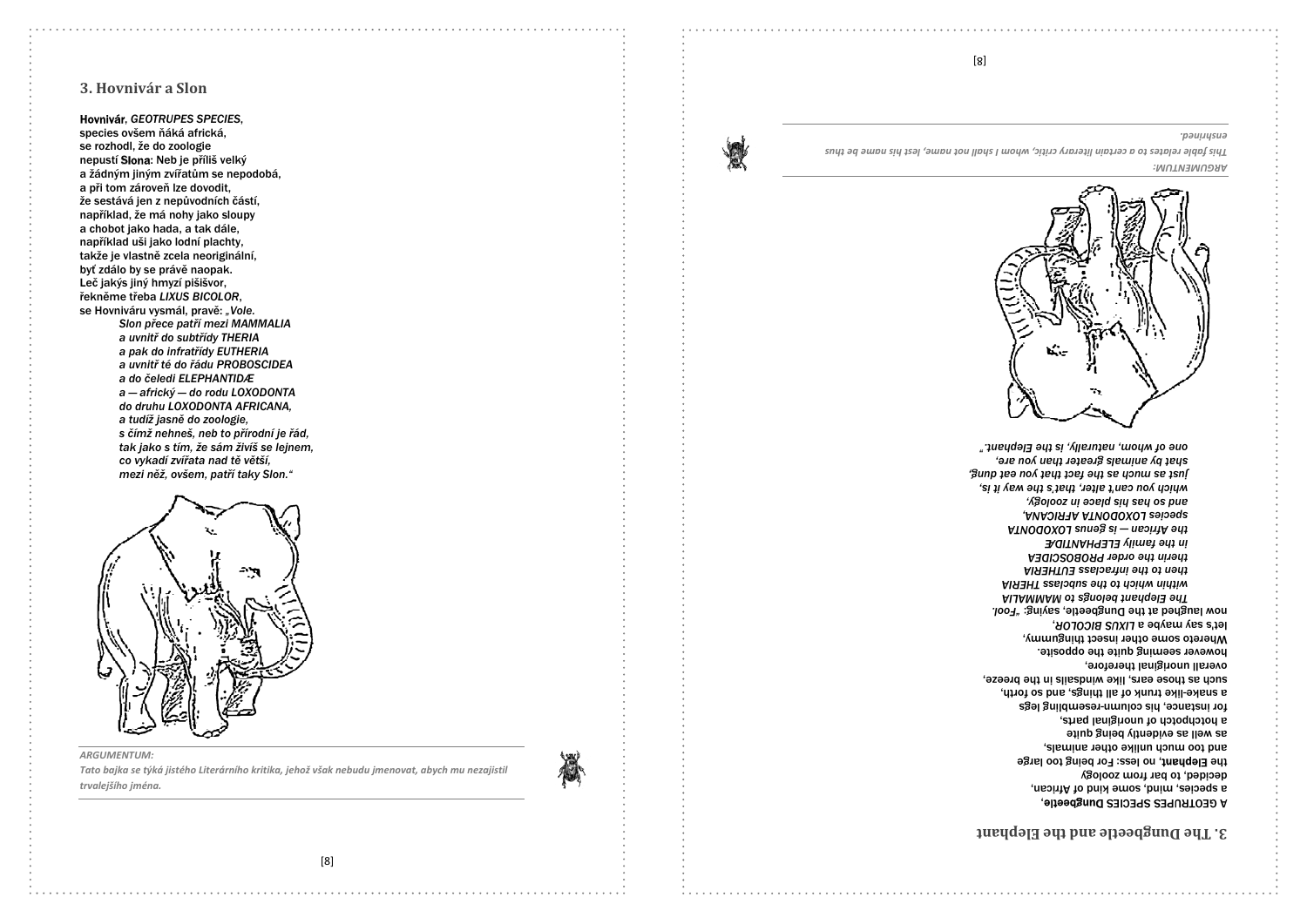## 3. Hovnivár a Slon

**Hovnivár**, *GEOTRUPES SPECIES*,
species ovšem ňáká africká,
se rozhodl, že do zoologie
nepustí **Slona**: Neb je příliš velký
a žádným jiným zvířatům se nepodobá,
a při tom zároveň lze dovodit,
že sestává jen z nepůvodních částí,
například, že má nohy jako sloupy
a chobot jako hada, a tak dále,
například uši jako lodní plachty,
takže je vlastně zcela neoriginální,
byť zdálo by se právě naopak.
Leč jakýs jiný hmyzí pišišvor,
řekněme třeba *LIXUS BICOLOR*,
se Hovniváru vysmál, pravě: „*Vole.*

> *Slon přece patří mezi MAMMALIA*
> *a uvnitř do subtřídy THERIA*
> *a pak do infratřídy EUTHERIA*
> *a uvnitř té do řádu PROBOSCIDEA*
> *a do čeledi ELEPHANTIDÆ*
> *a — africký — do rodu LOXODONTA*
> *do druhu LOXODONTA AFRICANA,*
> *a tudíž jasně do zoologie,*
> *s čímž nehneš, neb to přírodní je řád,*
> *tak jako s tím, že sám živíš se lejnem,*
> *co vykadí zvířata nad tě větší,*
> *mezi něž, ovšem, patří taky Slon.*“

*ARGUMENTUM:*

*Tato bajka se týká jistého Literárního kritika, jehož však nebudu jmenovat, abych mu nezajistil trvalejšího jména.*

## 3. The Dungbeetle and the Elephant

A GEOTRUPES SPECIES **Dungbeetle**,
a species, mind, some kind of African,
decided, to bar from zoology
the **Elephant**, no less: For being too large
and too much unlike other animals,
as well as evidently being quite
a hotchpotch of unoriginal parts,
for instance, his column-resembling legs
a snake-like trunk of all things, and so forth,
such as those ears, like windsails in the breeze,
overall unoriginal therefore,
however seeming quite the opposite.
Whereto some other insect thingummy,
let's say maybe a *LIXUS BICOLOR*,
now laughed at the Dungbeetle, saying: "*Fool.*

> *The Elephant belongs to MAMMALIA*
> *within which to the subclass THERIA*
> *then to the infraclass EUTHERIA*
> *therin the order PROBOSCIDEA*
> *in the family ELEPHANTIDÆ*
> *the African — is genus LOXODONTA*
> *species LOXODONTA AFRICANA,*
> *and so has his place in zoology,*
> *which you can't alter, that's the way it is,*
> *just as much as the fact that you eat dung,*
> *shat by animals greater than you are,*
> *one of whom, naturally, is the Elephant.*"

*ARGUMENTUM:*

*This fable relates to a certain literary critic, whom I shall not name, lest his name be thus enshrined.*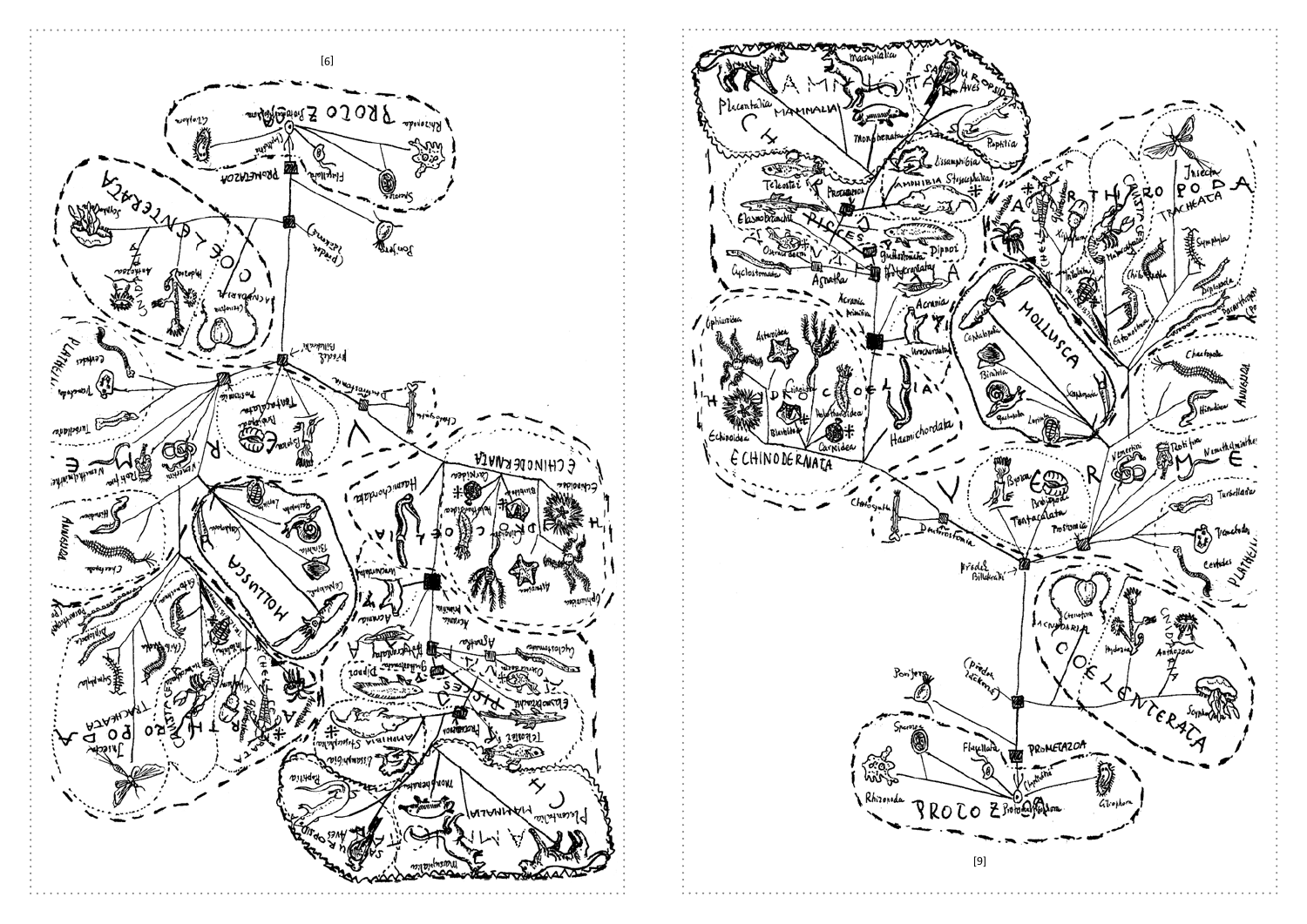PROTOZOA

Rhizopoda

Sporozoa

Flagellata

Ciliophora

PROMETAZOA

Porifera

(předci žahavců)

COELENTERATA

ACNIDARIA

Ctenophora

CNIDARIA

Hydrozoa

Anthozoa

Scyphozoa

předci Bilaterálních

PLATHELMINTHES

Cestodes

Trematodes

Turbellaria

VERMES

Nemathelminthes

Rotifera

Vemerthini

Tentaculata

Bryozoa

Brachiopoda

Protostomia

Deuterostomia

Chaetognatha

ANNELIDA

Hirudinea

Chaetopoda

MOLLUSCA

Cephalopoda

Bivalvia

Gastropoda

Loricata

Scaphopoda

ARTHROPODA

CHELICERATA

CRUSTACEA

TRACHEATA

Insecta

Symphyla

Diplopoda

Chilopoda

Onychophora

ECHINODERMATA

HYDROCOELIA

Ophiuroidea

Asteroidea

Crinoidea

Echinoidea

Blastoidea

Holothuroidea

Carpoidea

Haemichordata

Urochordata

Acrania

Acrania primitiva

Agnatha

Cyclostomata

Ostracodermi

Gnathostomata

Placodermi

PISCES

Elasmobranchii

Teleostei

Crossopterygii

Dipnoi

AMPHIBIA

Stegocephala

Lissamphibia

AMNIOTA

SAUROPSIDA

Reptilia

Aves

Monotremata

Marsupialia

Placentalia

MAMMALIA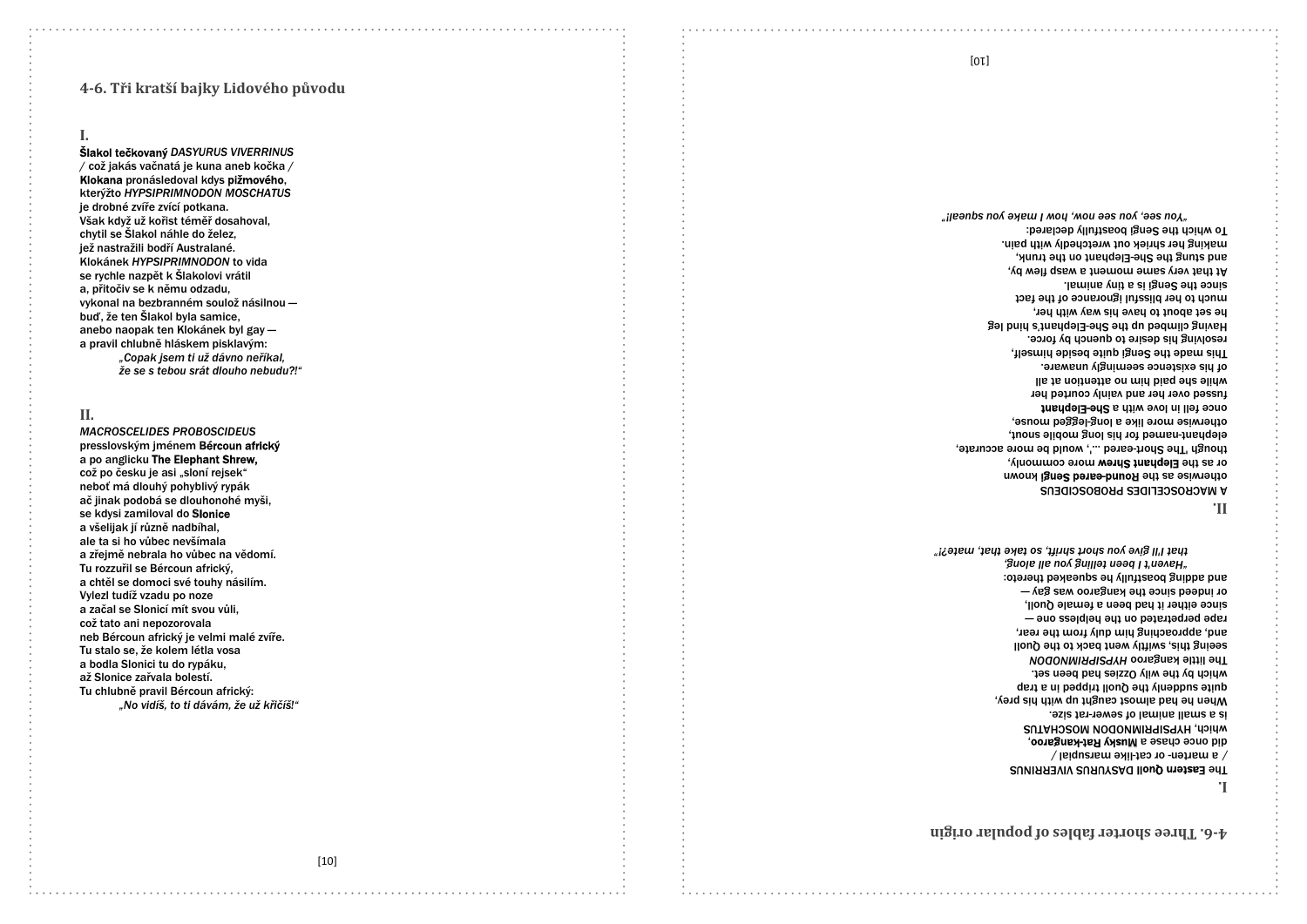## 4-6. Tři kratší bajky Lidového původu

### I.

**Šlakol tečkovaný** *DASYURUS VIVERRINUS*
/ což jakás vačnatá je kuna aneb kočka /
**Klokana** pronásledoval kdys **pižmového**,
kterýžto *HYPSIPRIMNODON MOSCHATUS*
je drobné zvíře zvící potkana.
Však když už kořist téměř dosahoval,
chytil se Šlakol náhle do želez,
jež nastražili bodří Australané.
Klokánek *HYPSIPRIMNODON* to vida
se rychle nazpět k Šlakolovi vrátil
a, přitočiv se k němu odzadu,
vykonal na bezbranném soulož násilnou —
buď, že ten Šlakol byla samice,
anebo naopak ten Klokánek byl gay —
a pravil chlubně hláskem pisklavým:

> *„Copak jsem ti už dávno neříkal,*
> *že se s tebou srát dlouho nebudu?!"*

### II.

*MACROSCELIDES PROBOSCIDEUS*
presslovským jménem **Bércoun africký**
a po anglicku **The Elephant Shrew,**
což po česku je asi „sloní rejsek"
neboť má dlouhý pohyblivý rypák
ač jinak podobá se dlouhonohé myši,
se kdysi zamiloval do **Slonice**
a všelijak jí různě nadbíhal,
ale ta si ho vůbec nevšímala
a zřejmě nebrala ho vůbec na vědomí.
Tu rozzuřil se Bércoun africký,
a chtěl se domoci své touhy násilím.
Vylezl tudíž vzadu po noze
a začal se Slonicí mít svou vůli,
což tato ani nepozorovala
neb Bércoun africký je velmi malé zvíře.
Tu stalo se, že kolem létla vosa
a bodla Slonici tu do rypáku,
až Slonice zařvala bolestí.
Tu chlubně pravil Bércoun africký:

> *„No vidíš, to ti dávám, že už křičíš!"*

## 4-6. Three shorter fables of popular origin

### I.

The **Eastern Quoll** DASYURUS VIVERRINUS
/ a marten- or cat-like marsupial /
did once chase a **Musky Rat-kangaroo**,
which, HYPSIPRIMNODON MOSCHATUS
is a small animal of sewer-rat size.
When he had almost caught up with his prey,
quite suddenly the Quoll tripped in a trap
which by the wily Ozzies had been set.
The little kangaroo *HYPSIPRIMNODON*
seeing this, swiftly went back to the Quoll
and, approaching him duly from the rear,
rape perpetrated on the helpless one —
since either it had been a female Quoll,
or indeed since the kangaroo was gay —
and adding boastfully he squeaked thereto:

> *„Haven't I been telling you all along,*
> *that I'll give you short shrift, so take that, mate?!"*

### II.

A MACROSCELIDES PROBOSCIDEUS
otherwise as the **Round-eared Sengi** known
or as the **Elephant Shrew** more commonly,
though 'The Short-eared ...', would be more accurate,
elephant-named for his long mobile snout,
otherwise more like a long-legged mouse,
once fell in love with a **She-Elephant**
fussed over her and vainly courted her
while she paid him no attention at all
of his existence seemingly unaware.
This made the Sengi quite beside himself,
resolving his desire to quench by force.
Having climbed up the She-Elephant's hind leg
he set about to have his way with her,
much to her blissful ignorance of the fact
since the Sengi is a tiny animal.
At that very same moment a wasp flew by,
and stung the She-Elephant on the trunk,
making her shriek out wretchedly with pain.
To which the Sengi boastfully declared:

> *„You see, you see now, how I make you squeal!"*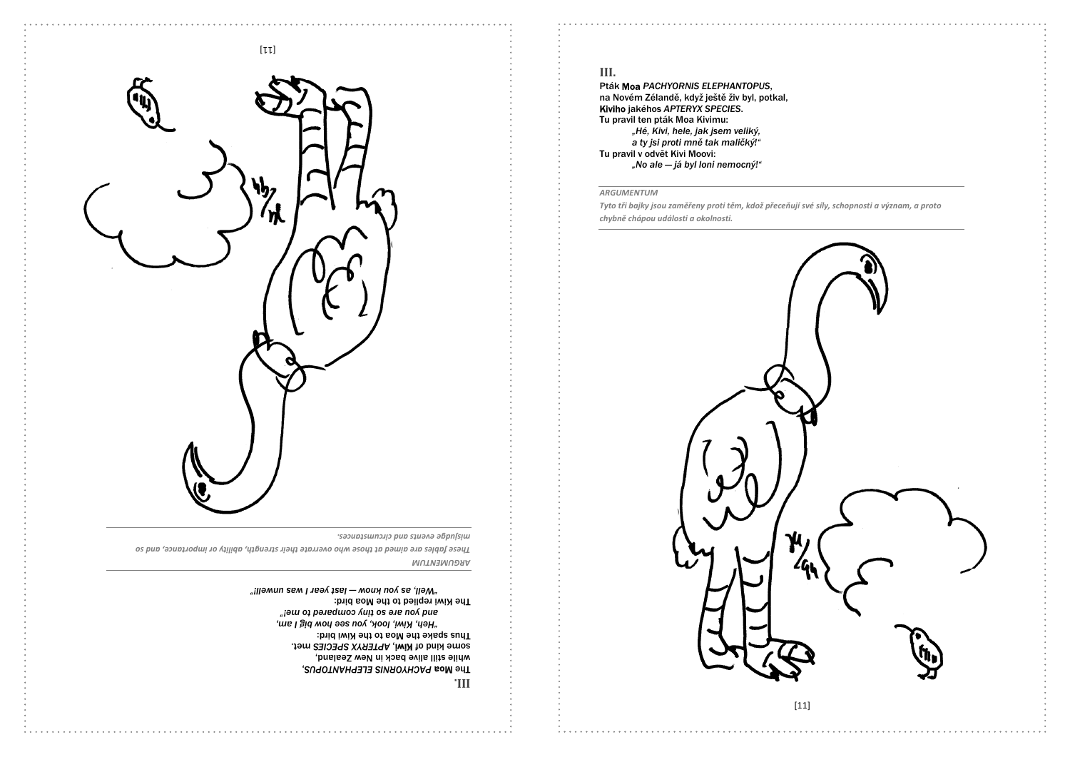### III.

The Moa *PACHYORNIS ELEPHANTOPUS*,
while still alive back in New Zealand,
some kind of **Kiwi**, *APTERYX SPECIES* met.
Thus spake the Moa to the Kiwi bird:
*"Heh, Kiwi, look, you see how big I am,*
*and you are so tiny compared to me!"*
The Kiwi replied to the Moa bird:
*"Well, as you know — last year I was unwell!"*

*ARGUMENTUM*

*These fables are aimed at those who overrate their strength, ability or importance, and so misjudge events and circumstances.*

### III.

Pták **Moa** *PACHYORNIS ELEPHANTOPUS*,
na Novém Zélandě, když ještě živ byl, potkal,
**Kiviho** jakéhos *APTERYX SPECIES*.
Tu pravil ten pták Moa Kivimu:
*„Hé, Kivi, hele, jak jsem veliký,*
*a ty jsi proti mně tak maličký!"*
Tu pravil v odvět Kivi Moovi:
*„No ale — já byl loni nemocný!"*

*ARGUMENTUM*

***Tyto tři bajky jsou zaměřeny proti těm, kdož přeceňují své síly, schopnosti a význam, a proto chybně chápou události a okolnosti.***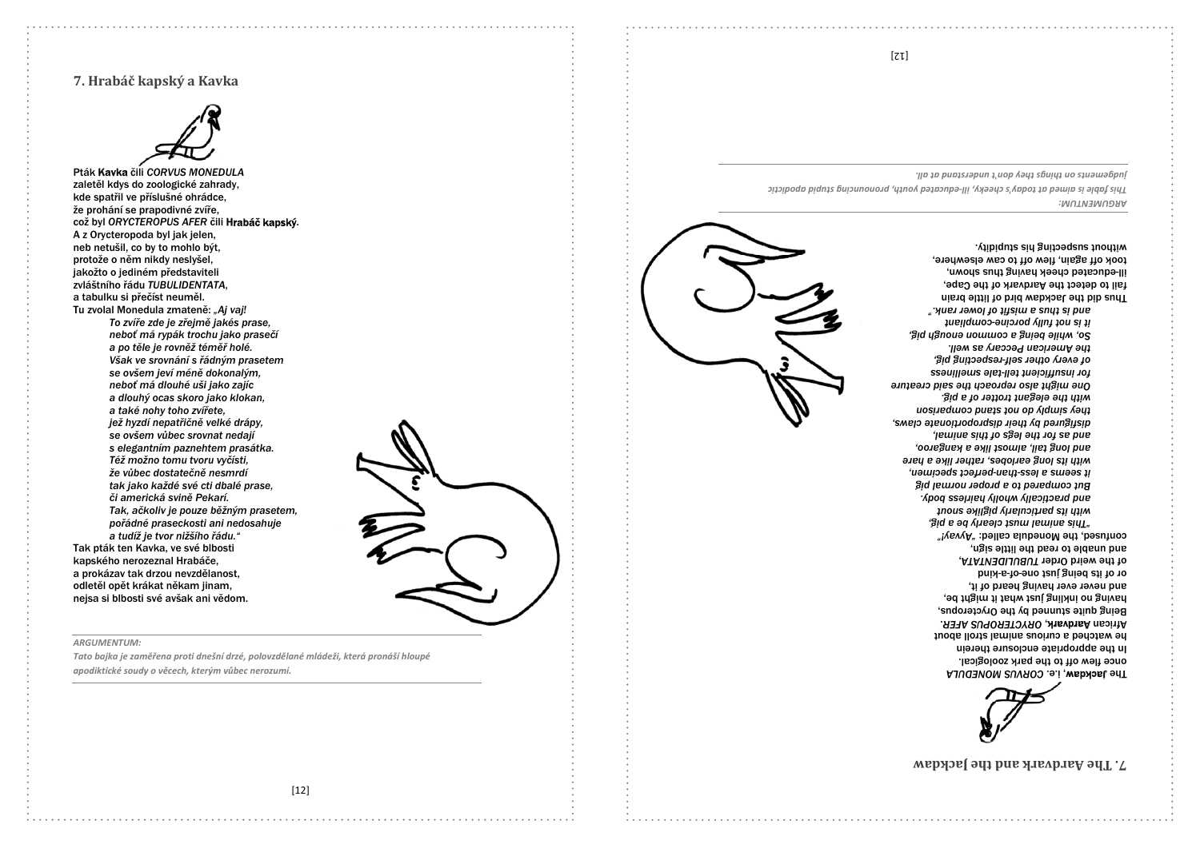## 7. Hrabáč kapský a Kavka

Pták **Kavka** čili *CORVUS MONEDULA*
zaletěl kdys do zoologické zahrady,
kde spatřil ve příslušné ohrádce,
že prohání se prapodivné zvíře,
což byl *ORYCTEROPUS AFER* čili **Hrabáč kapský**.
A z Orycteropoda byl jak jelen,
neb netušil, co by to mohlo být,
protože o něm nikdy neslyšel,
jakožto o jediném představiteli
zvláštního řádu *TUBULIDENTATA*,
a tabulku si přečíst neuměl.
Tu zvolal Monedula zmateně: *„Aj vaj!*
*To zvíře zde je zřejmě jakés prase,*
*neboť má rypák trochu jako prasečí*
*a po těle je rovněž téměř holé.*
*Však ve srovnání s řádným prasetem*
*se ovšem jeví méně dokonalým,*
*neboť má dlouhé uši jako zajíc*
*a dlouhý ocas skoro jako klokan,*
*a také nohy toho zvířete,*
*jež hyzdí nepatřičně velké drápy,*
*se ovšem vůbec srovnat nedají*
*s elegantním paznehtem prasátka.*
*Též možno tomu tvoru vyčísti,*
*že vůbec dostatečně nesmrdí*
*tak jako každé své cti dbalé prase,*
*či americká svině Pekarí.*
*Tak, ačkoliv je pouze běžným prasetem,*
*pořádné praseckosti ani nedosahuje*
*a tudíž je tvor nižšího řádu."*
Tak pták ten Kavka, ve své blbosti
kapského nerozeznal Hrabáče,
a prokázav tak drzou nevzdělanost,
odletěl opět krákat někam jinam,
nejsa si blbosti své avšak ani vědom.

*ARGUMENTUM:*
*Tato bajka je zaměřena proti dnešní drzé, polovzdělané mládeži, která pronáší hloupé apodiktické soudy o věcech, kterým vůbec nerozumí.*

## 7. The Aardvark and the Jackdaw

The **Jackdaw**, i.e. *CORVUS MONEDULA*
once flew off to the park zoological.
In the appropriate enclosure therein
he watched a curious animal stroll about
African **Aardvark**, *ORYCTEROPUS AFER*.
Being quite stunned by the Orycteropus,
having no inkling just what it might be,
and never ever having heard of it,
or of its being just one-of-a-kind
of the weird Order *TUBULIDENTATA*,
and unable to read the little sign,
confused, the Monedula called: *"Ayvay!"*
*"This animal must clearly be a pig,*
*with its particularly piglike snout*
*and practically wholly hairless body.*
*But compared to a proper normal pig*
*it seems a less-than-perfect specimen,*
*with its long earlobes, rather like a hare*
*and long tail, almost like a kangaroo,*
*and as for the legs of this animal,*
*disfigured by their disproportionate claws,*
*they simply do not stand comparison*
*with the elegant trotter of a pig.*
*One might also reproach the said creature*
*for insufficient tell-tale smelliness*
*of every other self-respecting pig,*
*the American Peccary as well.*
*So, while being a common enough pig,*
*it is not fully porcine-compliant*
*and is thus a misfit of lower rank."*
Thus did the jackdaw bird of little brain
fail to detect the Aardvark of the Cape,
ill-educated cheek having thus shown,
took off again, flew off to caw elsewhere,
without suspecting his stupidity.

*ARGUMENTUM:*
*This fable is aimed at today's cheeky, ill-educated youth, pronouncing stupid apodictic judgements on things they don't understand at all.*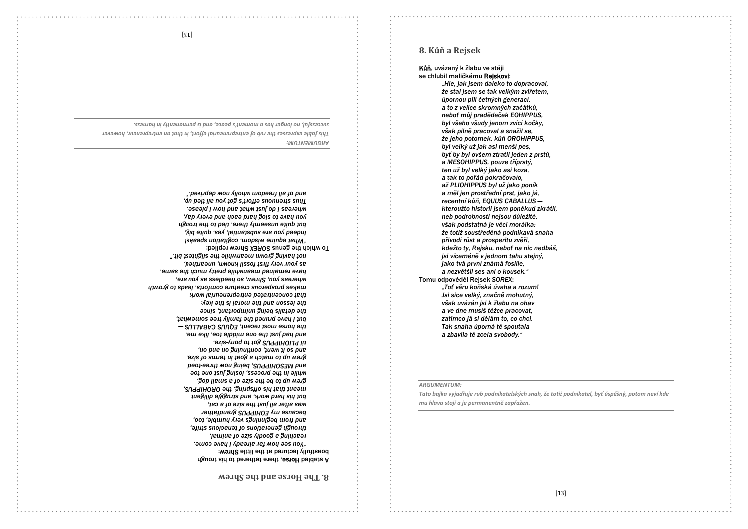# 8. The Horse and the Shrew

A stabled **Horse**, there tethered to his trough
boastfully lectured at the little **Shrew**:

*"You see how far already I have come,*
*reaching a goodly size of animal,*
*through generations of tenacious strife,*
*and from beginnings very humble, too,*
*because my EOHIPPUS grandfather*
*was after all just the size of a cat,*
*but his hard work, and struggle diligent*
*meant that his offspring, the OROHIPPUS,*
*grew up to be the size of a small dog,*
*while in the process, losing just one toe*
*and MESOHIPPUS, being now three-toed,*
*grew up to match a goat in terms of size,*
*and so it went, continuing on and on,*
*til PLIOHIPPUS got to pony-size,*
*and had just got the one middle toe, like me,*
*the horse most recent, EQUUS CABALLUS —*
*but I have pruned the family tree somewhat,*
*the details being unimportant, since*
*the lesson and the moral is the key:*
*that concentrated entrepreneurial work*
*makes prosperous creature comforts, leads to growth*
*whereas you, Shrew, so heedless as you are,*
*have remained meanwhile pretty much the same,*
*as your very first fossil known, unearthed,*
*not having grown meanwhile the slightest bit."*

To which the genus *SOREX* Shrew replied:

*"What equine wisdom, cogitation speaks!*
*Indeed you are substantial, yes, quite big,*
*but quite unseemly there, tied to the trough*
*you have to slog hard each and every day,*
*whereas I do just what and how I please.*
*Thus strenuous effort's got you all tied up,*
*and of all freedom wholly now deprived."*

---

*ARGUMENTUM:*

*This fable expresses the rub of entrepreneurial effort, in that an entrepreneur, however successful, no longer has a moment's peace, and is permanently in harness.*

---

# 8. Kůň a Rejsek

**Kůň**, uvázaný k žlabu ve stáji
se chlubil maličkému **Rejskovi**:

*„Hle, jak jsem daleko to dopracoval,*
*že stal jsem se tak velkým zvířetem,*
*úpornou pílí četných generací,*
*a to z velice skromných začátků,*
*neboť můj praděde*č*ek EOHIPPUS,*
*byl všeho všudy jenom zvící kočky,*
*však pilně pracoval a snažil se,*
*že jeho potomek, kůň OROHIPPUS,*
*byl velký už jak asi menší pes,*
*byť by byl ovšem ztratil jeden z prstů,*
*a MESOHIPPUS, pouze tříprstý,*
*ten už byl velký jako asi koza,*
*a tak to pořád pokračovalo,*
*až PLIOHIPPUS byl už jako poník*
*a měl jen prostřední prst, jako já,*
*recentní kůň, EQUUS CABALLUS —*
*kteroužto historii jsem poněkud zkrátil,*
*neb podrobnosti nejsou důležité,*
*však podstatná je věci morálka:*
*že totiž soustředěná podnikavá snaha*
*přivodí růst a prosperitu zvěři,*
*kdežto ty, Rejsku, neboť na nic nedbáš,*
*jsi víceméně v jednom tahu stejný,*
*jako tvá první známá fosilie,*
*a nezvětšil ses ani o kousek.“*

Tomu odpověděl Rejsek *SOREX*:

*„Toť věru koňská úvaha a rozum!*
*Jsi sice velký, značně mohutný,*
*však uvázán jsi k žlabu na ohav*
*a ve dne musíš těžce pracovat,*
*zatímco já si dělám to, co chci.*
*Tak snaha úporná tě spoutala*
*a zbavila tě zcela svobody.“*

---

*ARGUMENTUM:*

***Tato bajka vyjadřuje rub podnikatelských snah, že totiž podnikatel, byť úspěšný, potom neví kde mu hlava stojí a je permanentně zapřažen.***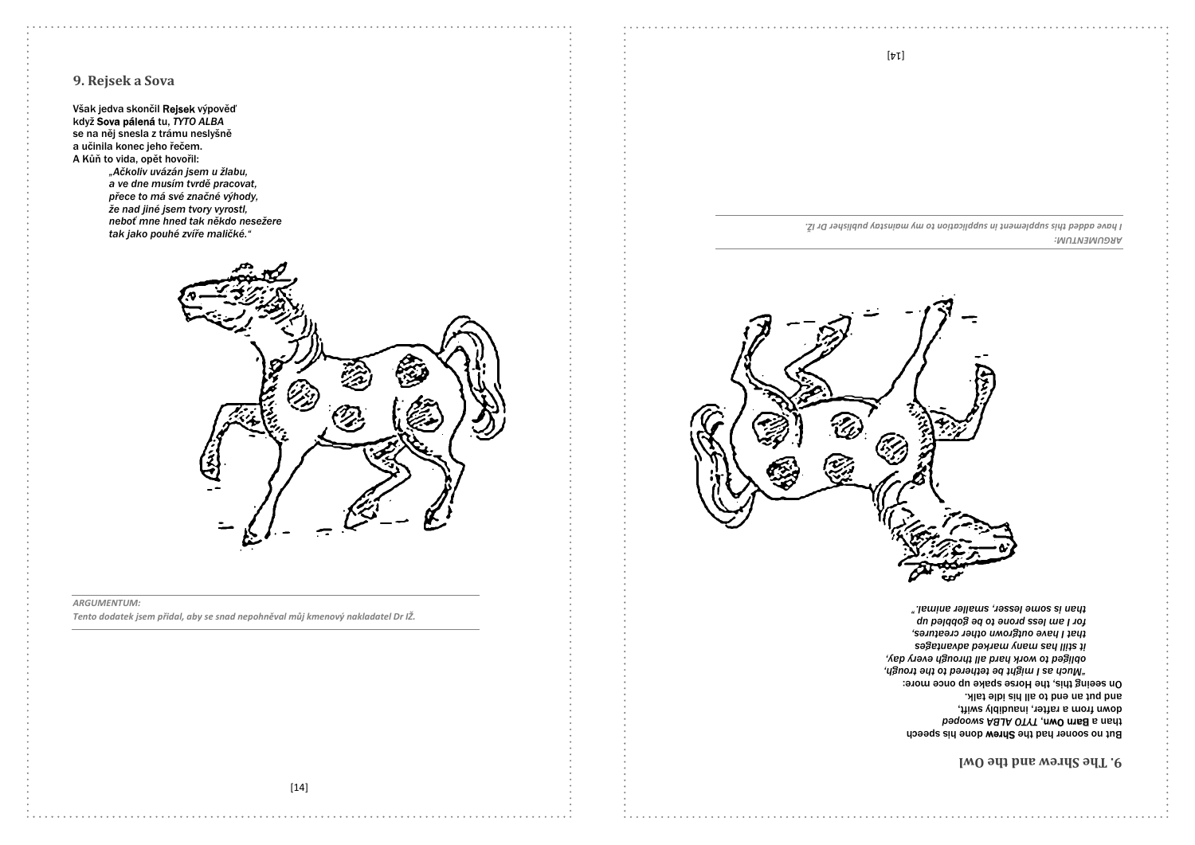## 9. Rejsek a Sova

Však jedva skončil **Rejsek** výpověď
když **Sova pálená** tu, *TYTO ALBA*
se na něj snesla z trámu neslyšně
a učinila konec jeho řečem.
A Kůň to vida, opět hovořil:

> *„Ačkoliv uvázán jsem u žlabu,*
> *a ve dne musím tvrdě pracovat,*
> *přece to má své značné výhody,*
> *že nad jiné jsem tvory vyrostl,*
> *neboť mne hned tak někdo nesežere*
> *tak jako pouhé zvíře maličké."*

*ARGUMENTUM:*
*Tento dodatek jsem přidal, aby se snad nepohněval můj kmenový nakladatel Dr IŽ.*

## 9. The Shrew and the Owl

But no sooner had the **Shrew** done his speech
than a **Barn Owl**, *TYTO ALBA* swooped
down from a rafter, inaudibly swift,
and put an end to all his idle talk.
On seeing this, the Horse spake up once more:

> *„Much as I might be tethered to the trough,*
> *obliged to work hard all through every day,*
> *it still has many marked advantages*
> *that I have outgrown other creatures,*
> *for I am less prone to be gobbled up*
> *than is some lesser, smaller animal."*

*ARGUMENTUM:*
*I have added this supplement in supplication to my mainstay publisher Dr IŽ.*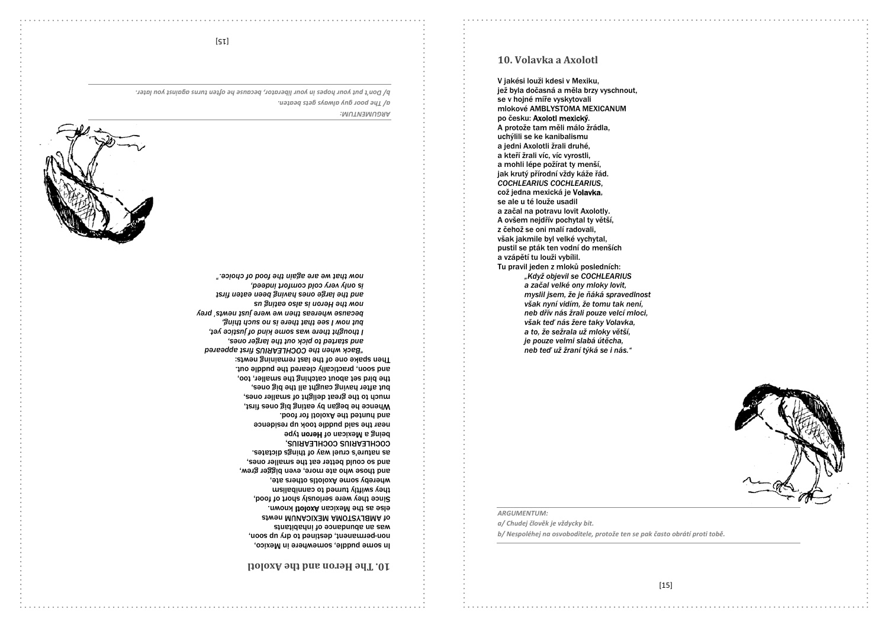## 10. The Heron and the Axolotl

In some puddle, somewhere in Mexico,
non-permanent, destined to dry up soon,
was an abundance of inhabitants
of AMBLYSTOMA MEXICANUM newts
else as the Mexican **Axolotl** known.
Since they were seriously short of food,
they swiftly turned to cannibalism
whereby some Axolotls others ate,
and those who ate more, even bigger grew,
and so could better eat the smaller ones,
as nature's cruel way of things dictates.
COCHLEARIUS COCHLEARIUS,
being a Mexican of **Heron** type
near the said puddle took up residence
and hunted the Axolotl for food.
Whence he began by eating big ones first,
much to the great delight of smaller ones,
but after having caught all the big ones,
the bird set about catching the smaller, too,
and soon, practically cleared the puddle out.
Then spake one of the last remaining newts:

*"Back when the COCHLEARIUS first appeared*
*and started to pick out the larger ones,*
*I thought there was some kind of justice yet,*
*but now I see that there is no such thing,*
*because whereas then we were just newts' prey*
*now the Heron is also eating us*
*and the large ones having been eaten first*
*is only very cold comfort indeed,*
*now that we are again the food of choice."*

*ARGUMENTUM:*
*a/ The poor guy always gets beaten.*
*b/ Don't put your hopes in your liberator, because he often turns against you later.*

## 10. Volavka a Axolotl

V jakési louži kdesi v Mexiku,
jež byla dočasná a měla brzy vyschnout,
se v hojné míře vyskytovali
mlokové AMBLYSTOMA MEXICANUM
po česku: **Axolotl mexický**.
A protože tam měli málo žrádla,
uchýlili se ke kanibalismu
a jedni Axolotli žrali druhé,
a kteří žrali víc, víc vyrostli,
a mohli lépe požírat ty menší,
jak krutý přírodní vždy káže řád.
*COCHLEARIUS COCHLEARIUS*,
což jedna mexická je **Volavka**,
se ale u té louže usadil
a začal na potravu lovit Axolotly.
A ovšem nejdřív pochytal ty větší,
z čehož se oni malí radovali,
však jakmile byl velké vychytal,
pustil se pták ten vodní do menších
a vzápětí tu louži vybílil.
Tu pravil jeden z mloků posledních:

*„Když objevil se COCHLEARIUS*
*a začal velké ony mloky lovit,*
*myslil jsem, že je ňáká spravedlnost*
*však nyní vidím, že tomu tak není,*
*neb dřív nás žrali pouze velcí mloci,*
*však teď nás žere taky Volavka,*
*a to, že sežrala už mloky větší,*
*je pouze velmi slabá útěcha,*
*neb teď už žraní týká se i nás."*

*ARGUMENTUM:*
*a/ Chudej člověk je vždycky bit.*
*b/ Nespoléhej na osvoboditele, protože ten se pak často obrátí proti tobě.*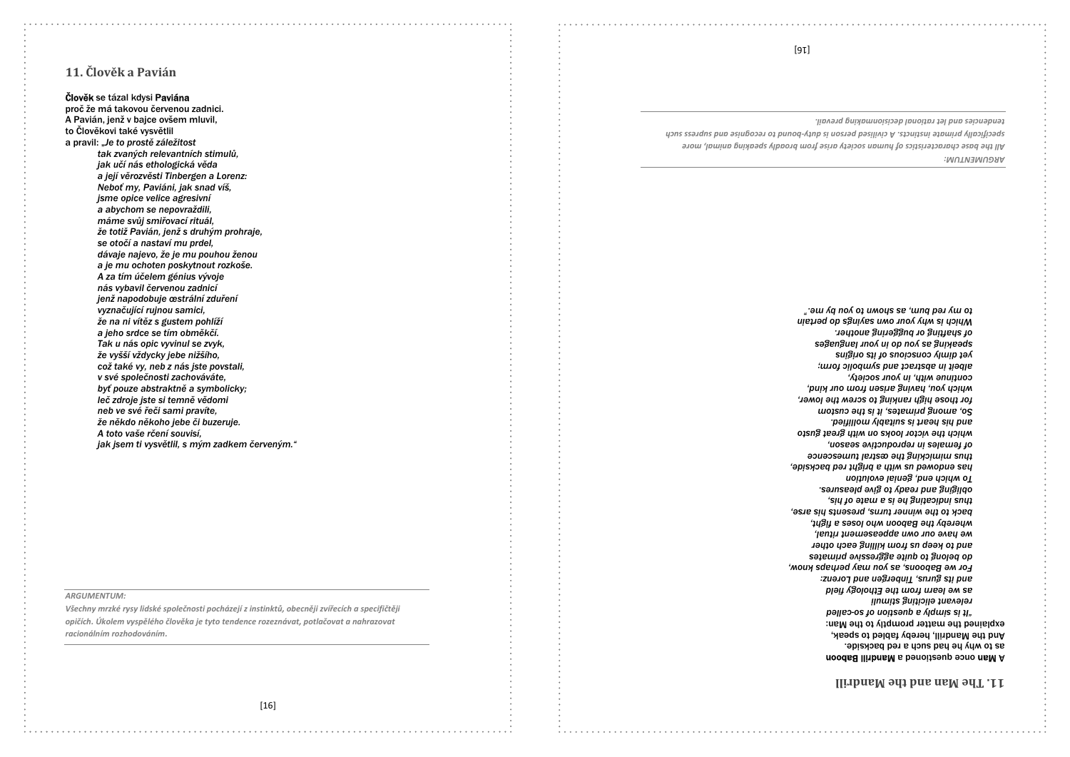## 11. Člověk a Pavián

**Člověk** se tázal kdysi **Paviána**
proč že má takovou červenou zadnici.
A Pavián, jenž v bajce ovšem mluvil,
to Člověkovi také vysvětlil
a pravil: *„Je to prostě záležitost*
*tak zvaných relevantních stimulů,*
*jak učí nás ethologická věda*
*a její věrozvěsti Tinbergen a Lorenz:*
*Neboť my, Paviáni, jak snad víš,*
*jsme opice velice agresivní*
*a abychom se nepovraždili,*
*máme svůj smiřovací rituál,*
*že totiž Pavián, jenž s druhým prohraje,*
*se otočí a nastaví mu prdel,*
*dávaje najevo, že je mu pouhou ženou*
*a je mu ochoten poskytnout rozkoše.*
*A za tím účelem génius vývoje*
*nás vybavil červenou zadnicí*
*jenž napodobuje œstrální zduření*
*vyznačující rujnou samici,*
*že na ni vítěz s gustem pohlíží*
*a jeho srdce se tím obměkčí.*
*Tak u nás opic vyvinul se zvyk,*
*že vyšší vždycky jebe nižšího,*
*což také vy, neb z nás jste povstali,*
*v své společnosti zachováváte,*
*byť pouze abstraktně a symbolicky;*
*leč zdroje jste si temně vědomi*
*neb ve své řeči sami pravíte,*
*že někdo někoho jebe či buzeruje.*
*A toto vaše rčení souvisí,*
*jak jsem ti vysvětlil, s mým zadkem červeným.“*

---

*ARGUMENTUM:*
*Všechny mrzké rysy lidské společnosti pocházejí z instinktů, obecněji zvířecích a specifičtěji opičích. Úkolem vyspělého člověka je tyto tendence rozeznávat, potlačovat a nahrazovat racionálním rozhodováním.*

---

## 11. The Man and the Mandrill

**A Man** once questioned a **Mandrill Baboon**
as to why he had such a red backside.
And the Mandrill, hereby fabled to speak,
explained the matter promptly to the Man:
*"It is simply a question of so-called*
*relevant eliciting stimuli*
*as we learn from the Ethology field*
*and its gurus, Tinbergen and Lorenz:*
*For we Baboons, as you may perhaps know,*
*do belong to quite aggressive primates*
*and to keep us from killing each other*
*we have our own appeasement ritual,*
*whereby the Baboon who loses a fight,*
*back to the winner turns, presents his arse,*
*thus indicating he is a mate of his,*
*obliging and ready to give pleasures.*
*To which end, genial evolution*
*has endowed us with a bright red backside,*
*thus mimicking the œstral tumescence*
*of females in reproductive season,*
*which the victor looks on with great gusto*
*and his heart is suitably mollified.*
*So, among primates, it is the custom*
*for those high ranking to screw the lower,*
*which you, having arisen from our kind,*
*continue with, in your society,*
*albeit in abstract and symbolic form;*
*yet dimly conscious of its origins*
*speaking as you do in your languages*
*of shafting or buggering another.*
*Which is why your own sayings do pertain*
*to my red bum, as shown to you by me."*

---

*ARGUMENTUM:*
*All the base characteristics of human society arise from broadly speaking animal, more specifically primate instincts. A civilised person is duty-bound to recognise and supress such tendencies and let rational decisionmaking prevail.*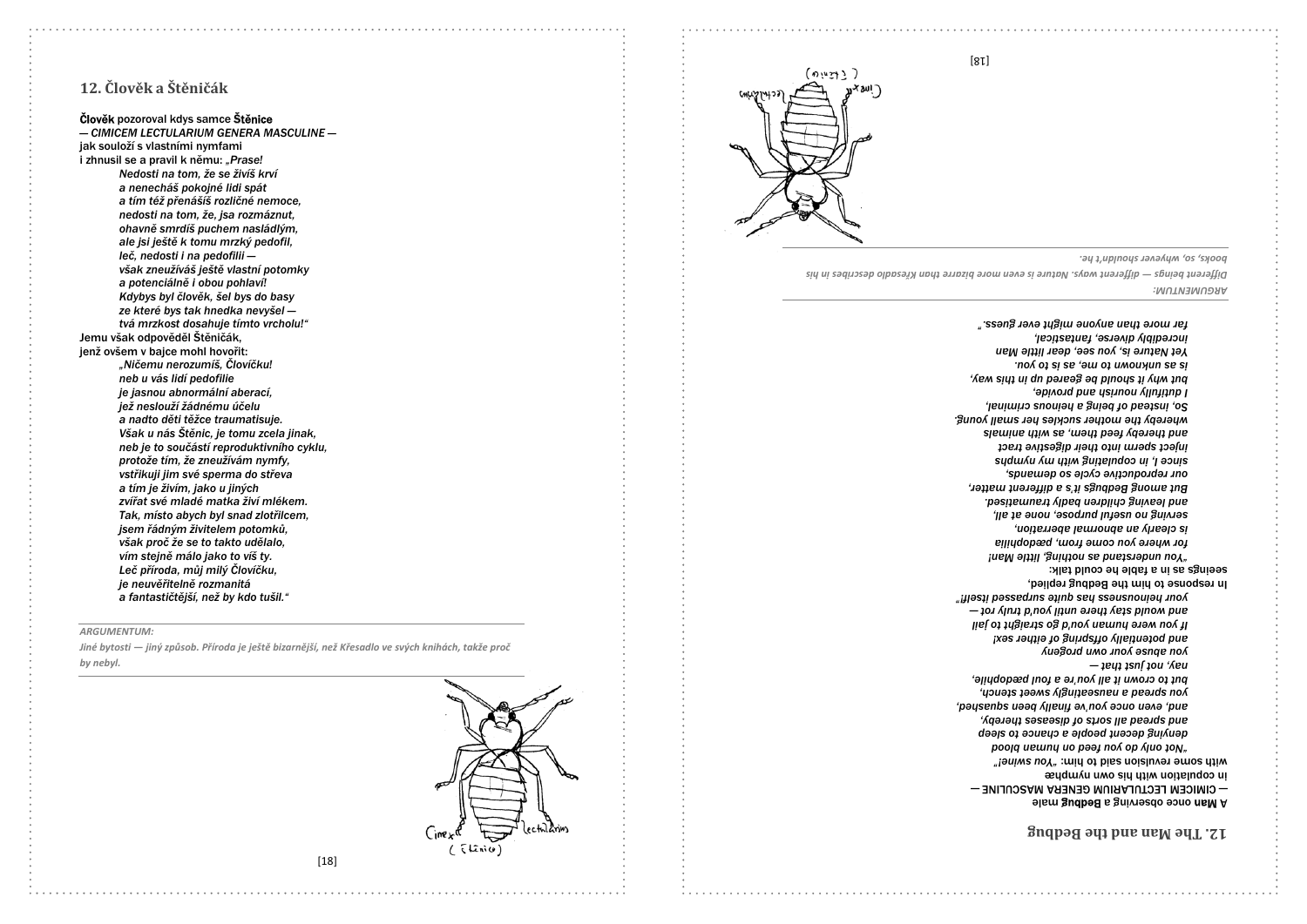## 12. Člověk a Štěničák

**Člověk** pozoroval kdys samce **Štěnice**
*— CIMICEM LECTULARIUM GENERA MASCULINE —*
jak souloží s vlastními nymfami
i zhnusil se a pravil k němu: *„Prase!*
*Nedosti na tom, že se živíš krví*
*a nenecháš pokojné lidi spát*
*a tím též přenášíš rozličné nemoce,*
*nedosti na tom, že, jsa rozmáznut,*
*ohavně smrdíš puchem nasládlým,*
*ale jsi ještě k tomu mrzký pedofil,*
*leč, nedosti i na pedofilii —*
*však zneužíváš ještě vlastní potomky*
*a potenciálně i obou pohlaví!*
*Kdybys byl člověk, šel bys do basy*
*ze které bys tak hnedka nevyšel —*
*tvá mrzkost dosahuje tímto vrcholu!“*
Jemu však odpověděl Štěničák,
jenž ovšem v bajce mohl hovořit:
*„Ničemu nerozumíš, Človíčku!*
*neb u vás lidí pedofilie*
*je jasnou abnormální aberací,*
*jež neslouží žádnému účelu*
*a nadto děti těžce traumatisuje.*
*Však u nás Štěnic, je tomu zcela jinak,*
*neb je to součástí reproduktivního cyklu,*
*protože tím, že zneužívám nymfy,*
*vstřikuji jim své sperma do střeva*
*a tím je živím, jako u jiných*
*zvířat své mladé matka živí mlékem.*
*Tak, místo abych byl snad zlotřilcem,*
*jsem řádným živitelem potomků,*
*však proč že se to takto udělalo,*
*vím stejně málo jako to víš ty.*
*Leč příroda, můj milý Človíčku,*
*je neuvěřitelně rozmanitá*
*a fantastičtější, než by kdo tušil.“*

---

*ARGUMENTUM:*
*Jiné bytosti — jiný způsob. Příroda je ještě bizarnější, než Křesadlo ve svých knihách, takže proč by nebyl.*

---

## 12. The Man and the Bedbug

A **Man** once observing a **Bedbug** male
— CIMICEM LECTULARIUM GENERA MASCULINE —
in copulation with his own nymphæ
with some revulsion said to him: *„You swine!“*
*„Not only do you feed on human blood*
*denying decent people a chance to sleep*
*and spread all sorts of diseases thereby,*
*and, even once you've finally been squashed,*
*you spread a nauseatingly sweet stench,*
*but to crown it all you're a foul pædophile,*
*nay, not just that —*
*you abuse your own progeny*
*and potentially offspring of either sex!*
*If you were human you'd go straight to jail*
*and would stay there until you'd truly rot —*
*your heinousness has quite surpassed itself!“*
In response to him the Bedbug replied,
seeings as in a fable he could talk:
*„You understand as nothing, little Man!*
*for where you come from, pædophilia*
*is clearly an abnormal aberration,*
*serving no useful purpose, none at all,*
*and leaving children badly traumatised.*
*But among Bedbugs it's a different matter,*
*our reproductive cycle so demands,*
*since I, in copulating with my nymphs*
*inject sperm into their digestive tract*
*and thereby feed them, as with animals*
*whereby the mother suckles her small young.*
*So, instead of being a heinous criminal,*
*I dutifully nourish and provide,*
*but why it should be geared up in this way,*
*is as unknown to me, as is to you.*
*Yet Nature is, you see, dear little Man*
*incredibly diverse, fantastical,*
*far more than anyone might ever guess.“*

---

*ARGUMENTUM:*
*Different beings — different ways. Nature is even more bizarre than Křesadlo describes in his books, so, why ever shouldn't he.*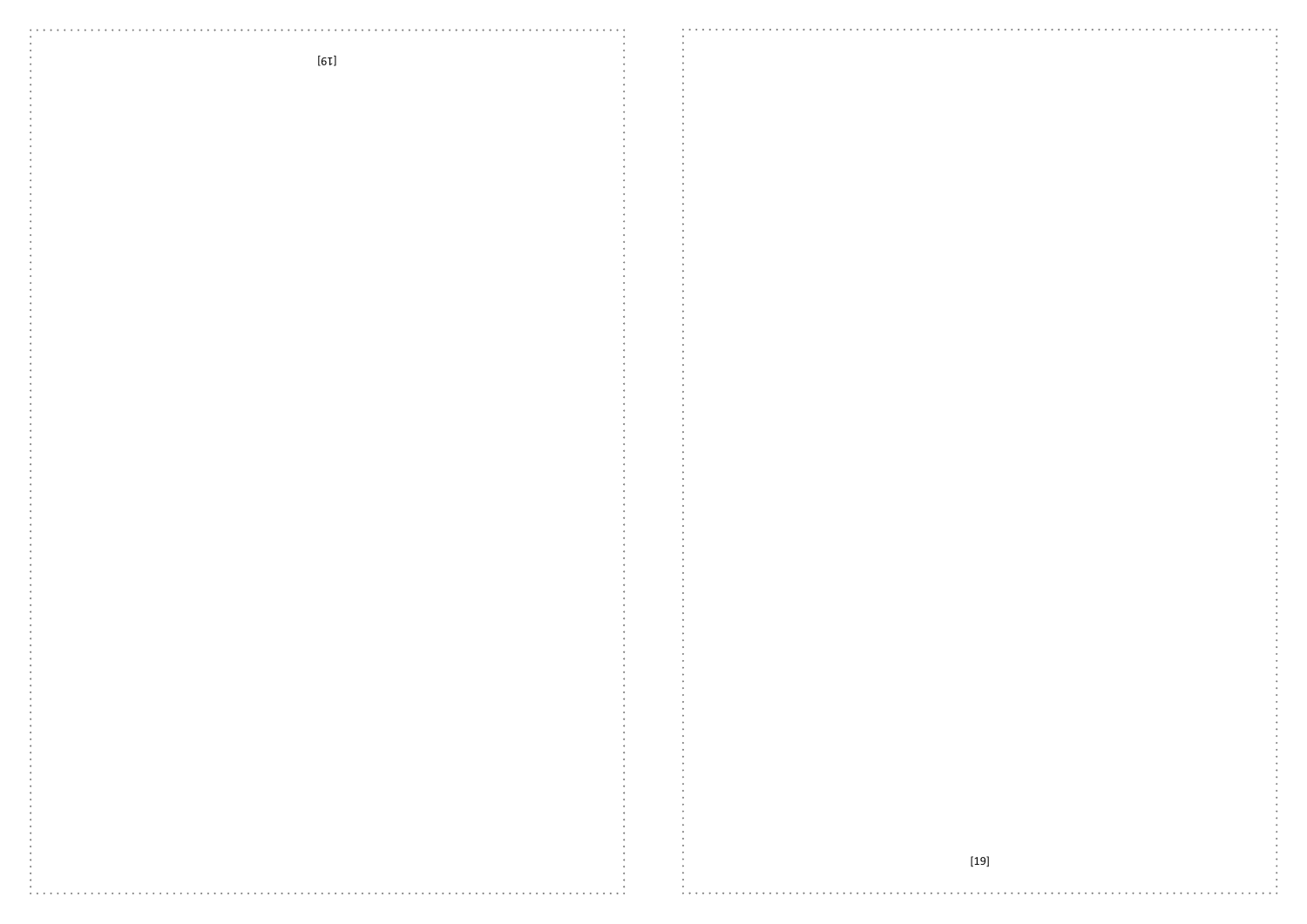[19]

[19]